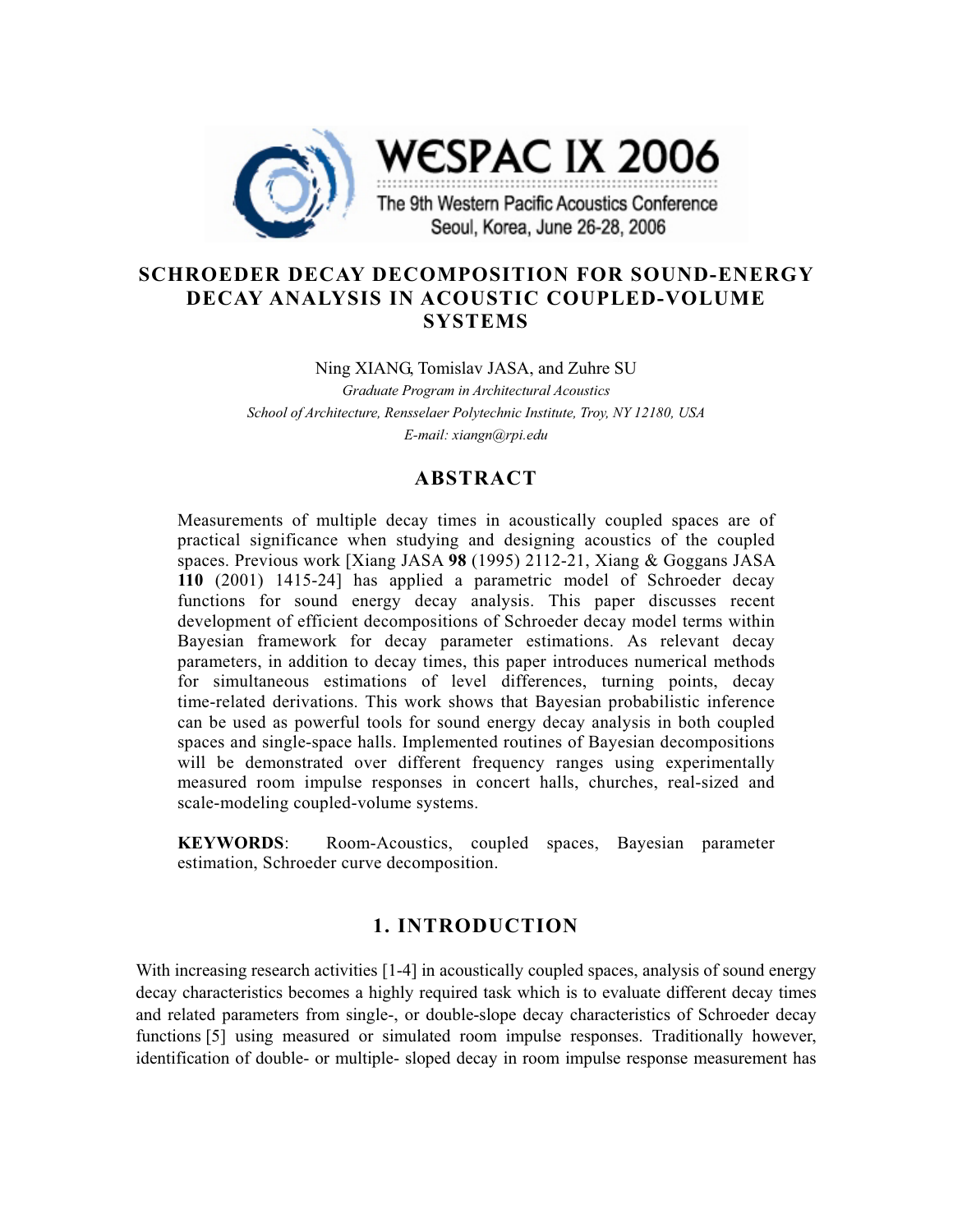# SCHROEDER DECAY DECOMPOSITION FOR SOUND-ENERGY DECAY ANALYSIS IN ACOUSTIC COUPLED-VOLUME SYSTEMS

Ning XIANG, Tomislav JASA, and Zuhre SU

*Graduate Program in Architectural Acoustics*
*School of Architecture, Rensselaer Polytechnic Institute, Troy, NY 12180, USA*
*E-mail: xiangn@rpi.edu*

## ABSTRACT

Measurements of multiple decay times in acoustically coupled spaces are of practical significance when studying and designing acoustics of the coupled spaces. Previous work [Xiang JASA **98** (1995) 2112-21, Xiang & Goggans JASA **110** (2001) 1415-24] has applied a parametric model of Schroeder decay functions for sound energy decay analysis. This paper discusses recent development of efficient decompositions of Schroeder decay model terms within Bayesian framework for decay parameter estimations. As relevant decay parameters, in addition to decay times, this paper introduces numerical methods for simultaneous estimations of level differences, turning points, decay time-related derivations. This work shows that Bayesian probabilistic inference can be used as powerful tools for sound energy decay analysis in both coupled spaces and single-space halls. Implemented routines of Bayesian decompositions will be demonstrated over different frequency ranges using experimentally measured room impulse responses in concert halls, churches, real-sized and scale-modeling coupled-volume systems.

**KEYWORDS**: Room-Acoustics, coupled spaces, Bayesian parameter estimation, Schroeder curve decomposition.

## 1. INTRODUCTION

With increasing research activities [1-4] in acoustically coupled spaces, analysis of sound energy decay characteristics becomes a highly required task which is to evaluate different decay times and related parameters from single-, or double-slope decay characteristics of Schroeder decay functions [5] using measured or simulated room impulse responses. Traditionally however, identification of double- or multiple- sloped decay in room impulse response measurement has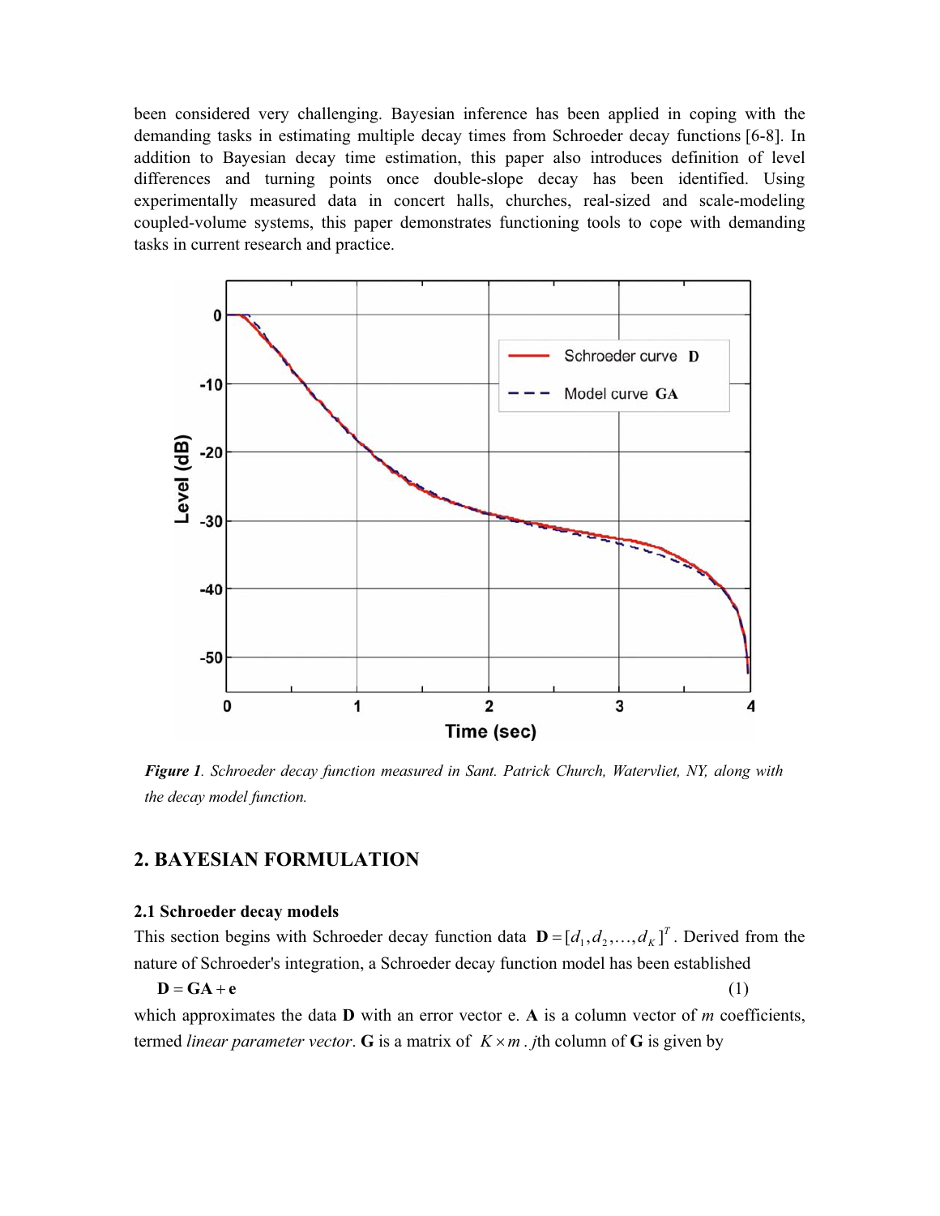been considered very challenging. Bayesian inference has been applied in coping with the demanding tasks in estimating multiple decay times from Schroeder decay functions [6-8]. In addition to Bayesian decay time estimation, this paper also introduces definition of level differences and turning points once double-slope decay has been identified. Using experimentally measured data in concert halls, churches, real-sized and scale-modeling coupled-volume systems, this paper demonstrates functioning tools to cope with demanding tasks in current research and practice.

***Figure 1**. Schroeder decay function measured in Sant. Patrick Church, Watervliet, NY, along with the decay model function.*

## 2. BAYESIAN FORMULATION

### 2.1 Schroeder decay models

This section begins with Schroeder decay function data $\mathbf{D} = [d_1, d_2, \ldots, d_K]^T$. Derived from the nature of Schroeder's integration, a Schroeder decay function model has been established

$$\mathbf{D} = \mathbf{G}\mathbf{A} + \mathbf{e} \tag{1}$$

which approximates the data **D** with an error vector e. **A** is a column vector of $m$ coefficients, termed *linear parameter vector*. **G** is a matrix of $K \times m$ . $j$th column of **G** is given by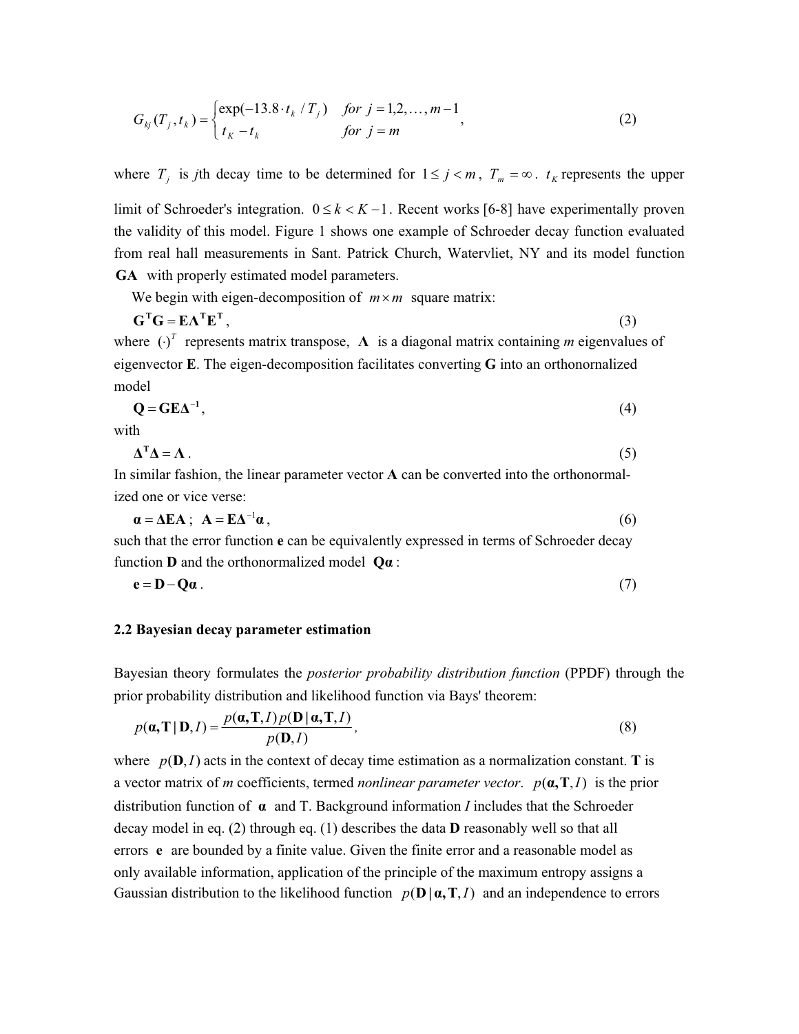$$G_{kj}(T_j, t_k) = \begin{cases} \exp(-13.8 \cdot t_k / T_j) & for\ j = 1,2,\ldots,m-1 \\ t_K - t_k & for\ j = m \end{cases}, \tag{2}$$

where $T_j$ is $j$th decay time to be determined for $1 \leq j < m$, $T_m = \infty$. $t_K$ represents the upper limit of Schroeder's integration. $0 \leq k < K-1$. Recent works [6-8] have experimentally proven the validity of this model. Figure 1 shows one example of Schroeder decay function evaluated from real hall measurements in Sant. Patrick Church, Watervliet, NY and its model function $\mathbf{GA}$ with properly estimated model parameters.

We begin with eigen-decomposition of $m \times m$ square matrix:

$$\mathbf{G^T G} = \mathbf{E \Lambda^T E^T}, \tag{3}$$

where $(\cdot)^T$ represents matrix transpose, $\mathbf{\Lambda}$ is a diagonal matrix containing *m* eigenvalues of eigenvector $\mathbf{E}$. The eigen-decomposition facilitates converting $\mathbf{G}$ into an orthonornalized model

$$\mathbf{Q} = \mathbf{GE\Delta^{-1}}, \tag{4}$$

with

$$\mathbf{\Delta^T \Delta} = \mathbf{\Lambda}. \tag{5}$$

In similar fashion, the linear parameter vector $\mathbf{A}$ can be converted into the orthonormalized one or vice verse:

$$\boldsymbol{\alpha} = \mathbf{\Delta E A}\ ;\ \ \mathbf{A} = \mathbf{E \Delta^{-1}} \boldsymbol{\alpha}, \tag{6}$$

such that the error function $\mathbf{e}$ can be equivalently expressed in terms of Schroeder decay function $\mathbf{D}$ and the orthonormalized model $\mathbf{Q}\boldsymbol{\alpha}$:

$$\mathbf{e} = \mathbf{D} - \mathbf{Q}\boldsymbol{\alpha}. \tag{7}$$

### 2.2 Bayesian decay parameter estimation

Bayesian theory formulates the *posterior probability distribution function* (PPDF) through the prior probability distribution and likelihood function via Bays' theorem:

$$p(\boldsymbol{\alpha}, \mathbf{T} \mid \mathbf{D}, I) = \frac{p(\boldsymbol{\alpha}, \mathbf{T}, I)\, p(\mathbf{D} \mid \boldsymbol{\alpha}, \mathbf{T}, I)}{p(\mathbf{D}, I)}, \tag{8}$$

where $p(\mathbf{D}, I)$ acts in the context of decay time estimation as a normalization constant. $\mathbf{T}$ is a vector matrix of *m* coefficients, termed *nonlinear parameter vector*. $p(\boldsymbol{\alpha}, \mathbf{T}, I)$ is the prior distribution function of $\boldsymbol{\alpha}$ and T. Background information *I* includes that the Schroeder decay model in eq. (2) through eq. (1) describes the data $\mathbf{D}$ reasonably well so that all errors $\mathbf{e}$ are bounded by a finite value. Given the finite error and a reasonable model as only available information, application of the principle of the maximum entropy assigns a Gaussian distribution to the likelihood function $p(\mathbf{D} \mid \boldsymbol{\alpha}, \mathbf{T}, I)$ and an independence to errors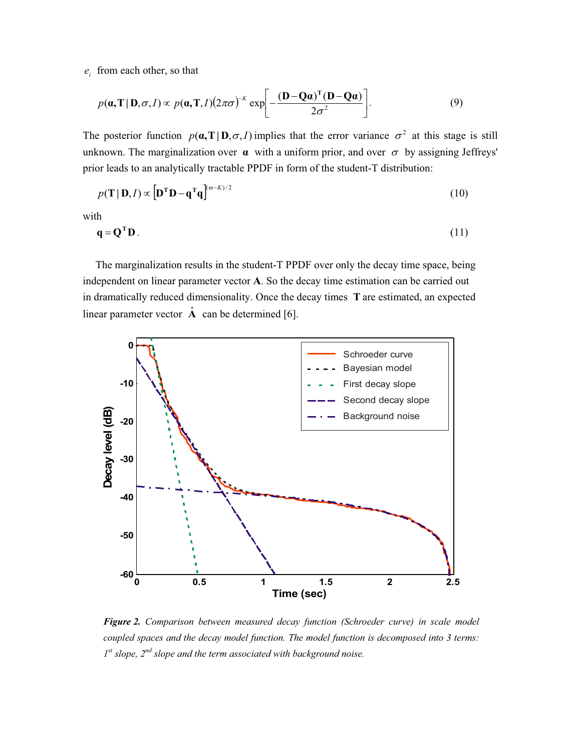$e_i$ from each other, so that

$$p(\boldsymbol{\alpha}, \mathbf{T} \mid \mathbf{D}, \sigma, I) \propto p(\boldsymbol{\alpha}, \mathbf{T}, I)(2\pi\sigma)^{-K} \exp\left[-\frac{(\mathbf{D}-\mathbf{Q}\boldsymbol{\alpha})^{\mathrm{T}}(\mathbf{D}-\mathbf{Q}\boldsymbol{\alpha})}{2\sigma^2}\right]. \tag{9}$$

The posterior function $p(\boldsymbol{\alpha}, \mathbf{T} \mid \mathbf{D}, \sigma, I)$ implies that the error variance $\sigma^2$ at this stage is still unknown. The marginalization over $\boldsymbol{\alpha}$ with a uniform prior, and over $\sigma$ by assigning Jeffreys' prior leads to an analytically tractable PPDF in form of the student-T distribution:

$$p(\mathbf{T} \mid \mathbf{D}, I) \propto \left[\mathbf{D}^{\mathrm{T}}\mathbf{D} - \mathbf{q}^{\mathrm{T}}\mathbf{q}\right]^{(m-K)/2} \tag{10}$$

with

$$\mathbf{q} = \mathbf{Q}^{\mathrm{T}}\mathbf{D}. \tag{11}$$

The marginalization results in the student-T PPDF over only the decay time space, being independent on linear parameter vector $\mathbf{A}$. So the decay time estimation can be carried out in dramatically reduced dimensionality. Once the decay times $\mathbf{T}$ are estimated, an expected linear parameter vector $\hat{\mathbf{A}}$ can be determined [6].

***Figure 2.*** *Comparison between measured decay function (Schroeder curve) in scale model coupled spaces and the decay model function. The model function is decomposed into 3 terms: 1st slope, 2nd slope and the term associated with background noise.*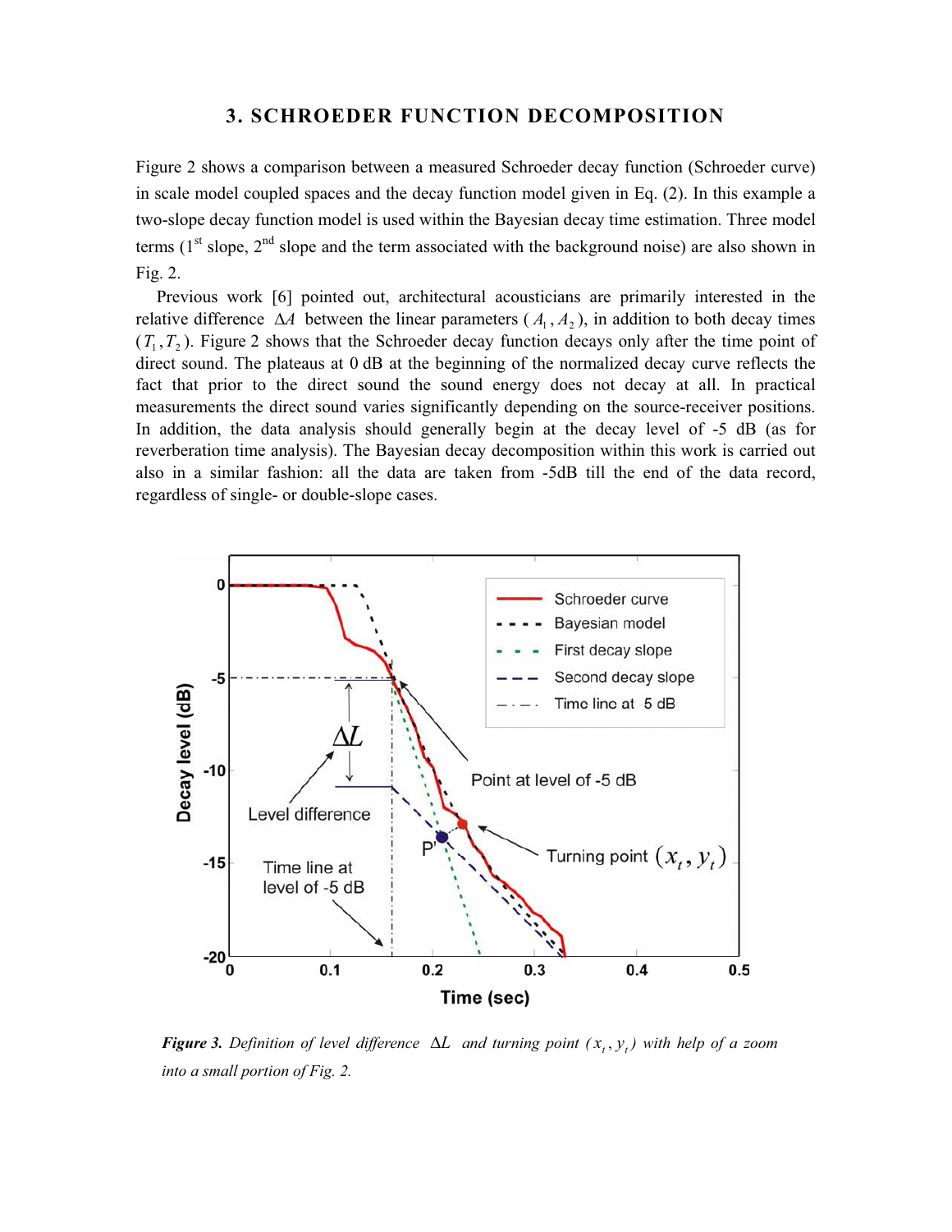## 3. SCHROEDER FUNCTION DECOMPOSITION

Figure 2 shows a comparison between a measured Schroeder decay function (Schroeder curve) in scale model coupled spaces and the decay function model given in Eq. (2). In this example a two-slope decay function model is used within the Bayesian decay time estimation. Three model terms (1[st] slope, 2[nd] slope and the term associated with the background noise) are also shown in Fig. 2.

Previous work [6] pointed out, architectural acousticians are primarily interested in the relative difference $\Delta A$ between the linear parameters ($A_1, A_2$), in addition to both decay times ($T_1, T_2$). Figure 2 shows that the Schroeder decay function decays only after the time point of direct sound. The plateaus at 0 dB at the beginning of the normalized decay curve reflects the fact that prior to the direct sound the sound energy does not decay at all. In practical measurements the direct sound varies significantly depending on the source-receiver positions. In addition, the data analysis should generally begin at the decay level of -5 dB (as for reverberation time analysis). The Bayesian decay decomposition within this work is carried out also in a similar fashion: all the data are taken from -5dB till the end of the data record, regardless of single- or double-slope cases.

*Figure 3. Definition of level difference $\Delta L$ and turning point ($x_t, y_t$) with help of a zoom into a small portion of Fig. 2.*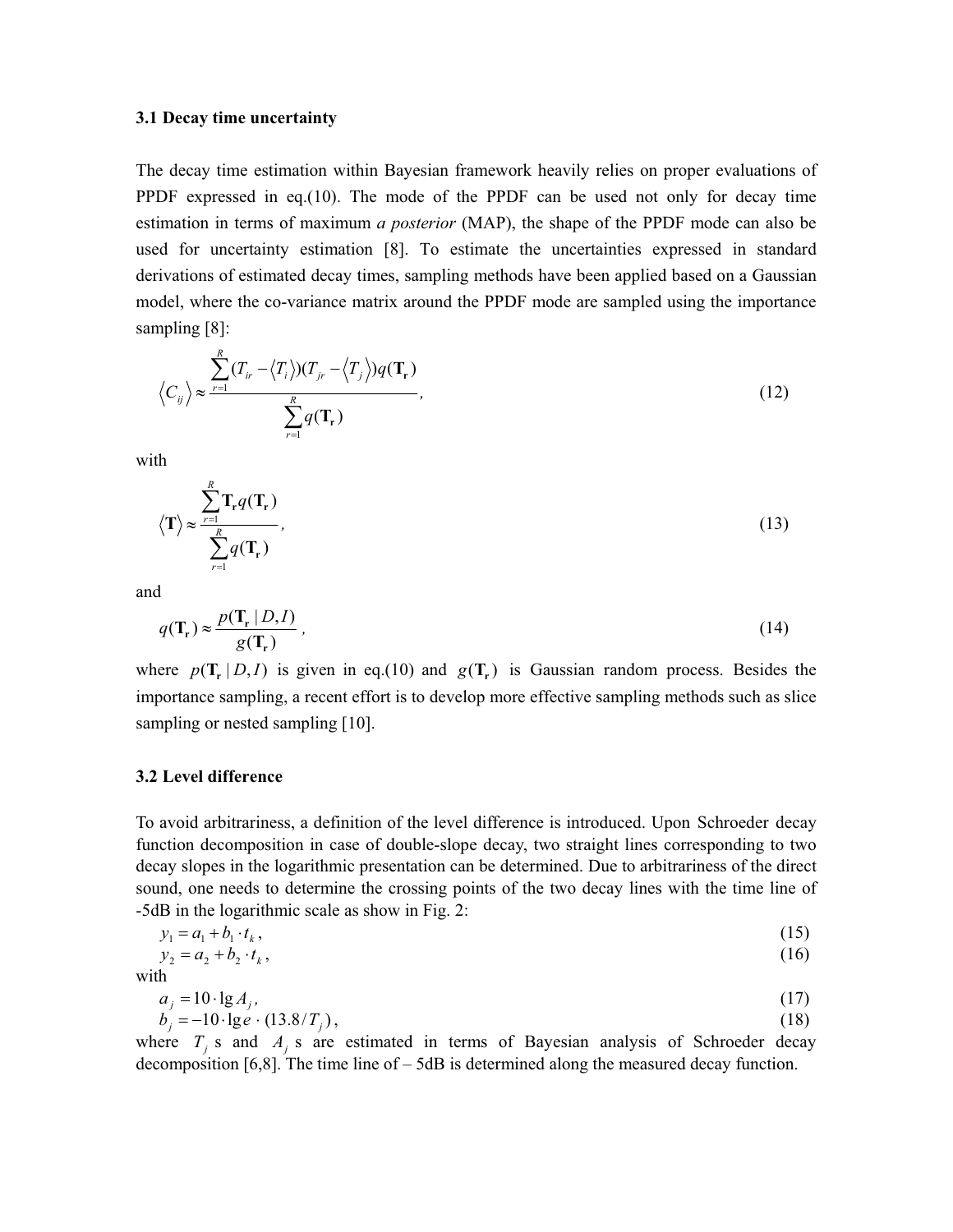### 3.1 Decay time uncertainty

The decay time estimation within Bayesian framework heavily relies on proper evaluations of PPDF expressed in eq.(10). The mode of the PPDF can be used not only for decay time estimation in terms of maximum *a posterior* (MAP), the shape of the PPDF mode can also be used for uncertainty estimation [8]. To estimate the uncertainties expressed in standard derivations of estimated decay times, sampling methods have been applied based on a Gaussian model, where the co-variance matrix around the PPDF mode are sampled using the importance sampling [8]:

$$\left\langle C_{ij} \right\rangle \approx \frac{\sum_{r=1}^{R} (T_{ir} - \left\langle T_i \right\rangle)(T_{jr} - \left\langle T_j \right\rangle) q(\mathbf{T_r})}{\sum_{r=1}^{R} q(\mathbf{T_r})}, \tag{12}$$

with

$$\left\langle \mathbf{T} \right\rangle \approx \frac{\sum_{r=1}^{R} \mathbf{T_r} q(\mathbf{T_r})}{\sum_{r=1}^{R} q(\mathbf{T_r})}, \tag{13}$$

and

$$q(\mathbf{T_r}) \approx \frac{p(\mathbf{T_r} \mid D, I)}{g(\mathbf{T_r})}, \tag{14}$$

where $p(\mathbf{T_r} \mid D, I)$ is given in eq.(10) and $g(\mathbf{T_r})$ is Gaussian random process. Besides the importance sampling, a recent effort is to develop more effective sampling methods such as slice sampling or nested sampling [10].

### 3.2 Level difference

To avoid arbitrariness, a definition of the level difference is introduced. Upon Schroeder decay function decomposition in case of double-slope decay, two straight lines corresponding to two decay slopes in the logarithmic presentation can be determined. Due to arbitrariness of the direct sound, one needs to determine the crossing points of the two decay lines with the time line of -5dB in the logarithmic scale as show in Fig. 2:

$$y_1 = a_1 + b_1 \cdot t_k, \tag{15}$$

$$y_2 = a_2 + b_2 \cdot t_k, \tag{16}$$

with

$$a_j = 10 \cdot \lg A_j, \tag{17}$$

$$b_j = -10 \cdot \lg e \cdot (13.8 / T_j), \tag{18}$$

where $T_j$ s and $A_j$ s are estimated in terms of Bayesian analysis of Schroeder decay decomposition [6,8]. The time line of – 5dB is determined along the measured decay function.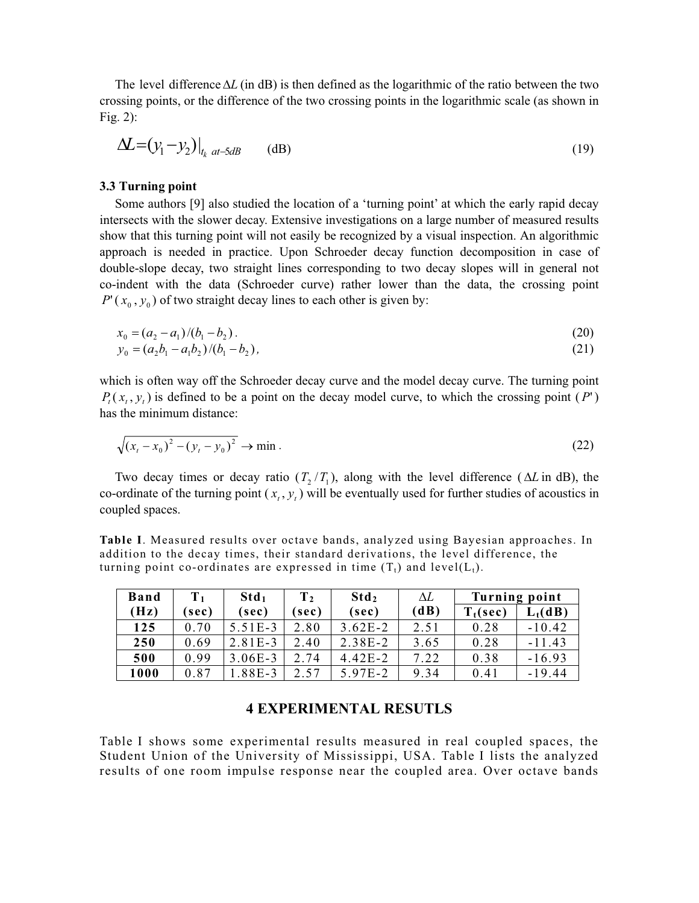The level difference $\Delta L$ (in dB) is then defined as the logarithmic of the ratio between the two crossing points, or the difference of the two crossing points in the logarithmic scale (as shown in Fig. 2):

$$\Delta L = (y_1 - y_2)\big|_{t_k \ at -5dB} \qquad \text{(dB)} \tag{19}$$

### 3.3 Turning point

Some authors [9] also studied the location of a 'turning point' at which the early rapid decay intersects with the slower decay. Extensive investigations on a large number of measured results show that this turning point will not easily be recognized by a visual inspection. An algorithmic approach is needed in practice. Upon Schroeder decay function decomposition in case of double-slope decay, two straight lines corresponding to two decay slopes will in general not co-indent with the data (Schroeder curve) rather lower than the data, the crossing point $P'(x_0, y_0)$ of two straight decay lines to each other is given by:

$$x_0 = (a_2 - a_1)/(b_1 - b_2)\,. \tag{20}$$

$$y_0 = (a_2 b_1 - a_1 b_2)/(b_1 - b_2)\,, \tag{21}$$

which is often way off the Schroeder decay curve and the model decay curve. The turning point $P_t(x_t, y_t)$ is defined to be a point on the decay model curve, to which the crossing point ($P'$) has the minimum distance:

$$\sqrt{(x_t - x_0)^2 - (y_t - y_0)^2} \rightarrow \min\,. \tag{22}$$

Two decay times or decay ratio ($T_2/T_1$), along with the level difference ($\Delta L$ in dB), the co-ordinate of the turning point ($x_t, y_t$) will be eventually used for further studies of acoustics in coupled spaces.

**Table I**. Measured results over octave bands, analyzed using Bayesian approaches. In addition to the decay times, their standard derivations, the level difference, the turning point co-ordinates are expressed in time ($T_t$) and level($L_t$).

| Band (Hz) | $T_1$ (sec) | $Std_1$ (sec) | $T_2$ (sec) | $Std_2$ (sec) | $\Delta L$ (dB) | Turning point | |
|---|---|---|---|---|---|---|---|
| | | | | | | $T_t$(sec) | $L_t$(dB) |
| **125** | 0.70 | 5.51E-3 | 2.80 | 3.62E-2 | 2.51 | 0.28 | -10.42 |
| **250** | 0.69 | 2.81E-3 | 2.40 | 2.38E-2 | 3.65 | 0.28 | -11.43 |
| **500** | 0.99 | 3.06E-3 | 2.74 | 4.42E-2 | 7.22 | 0.38 | -16.93 |
| **1000** | 0.87 | 1.88E-3 | 2.57 | 5.97E-2 | 9.34 | 0.41 | -19.44 |

## 4 EXPERIMENTAL RESUTLS

Table I shows some experimental results measured in real coupled spaces, the Student Union of the University of Mississippi, USA. Table I lists the analyzed results of one room impulse response near the coupled area. Over octave bands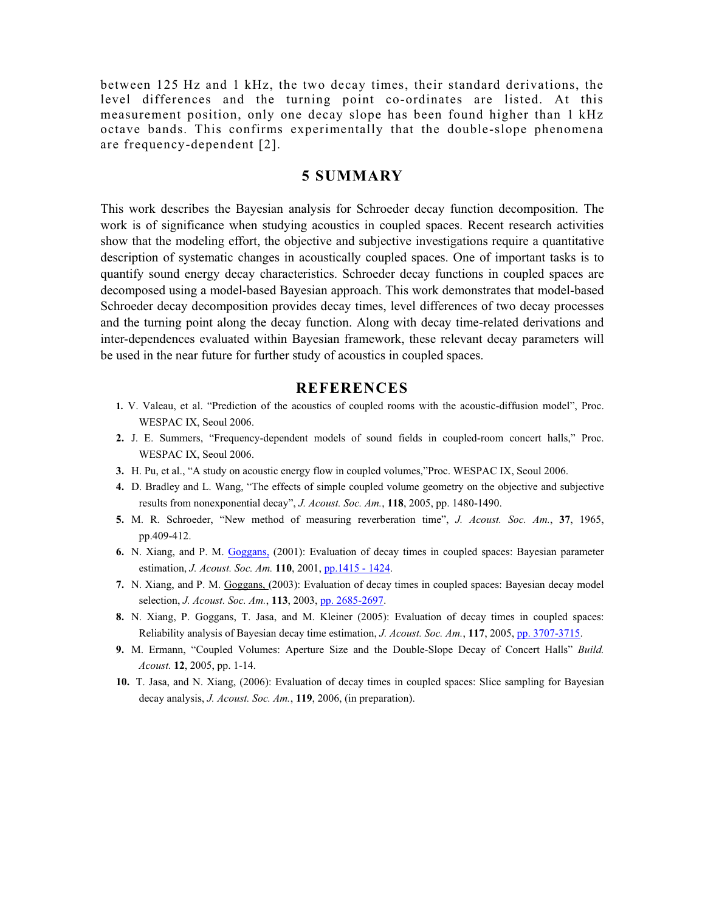between 125 Hz and 1 kHz, the two decay times, their standard derivations, the level differences and the turning point co-ordinates are listed. At this measurement position, only one decay slope has been found higher than 1 kHz octave bands. This confirms experimentally that the double-slope phenomena are frequency-dependent [2].

## 5 SUMMARY

This work describes the Bayesian analysis for Schroeder decay function decomposition. The work is of significance when studying acoustics in coupled spaces. Recent research activities show that the modeling effort, the objective and subjective investigations require a quantitative description of systematic changes in acoustically coupled spaces. One of important tasks is to quantify sound energy decay characteristics. Schroeder decay functions in coupled spaces are decomposed using a model-based Bayesian approach. This work demonstrates that model-based Schroeder decay decomposition provides decay times, level differences of two decay processes and the turning point along the decay function. Along with decay time-related derivations and inter-dependences evaluated within Bayesian framework, these relevant decay parameters will be used in the near future for further study of acoustics in coupled spaces.

## REFERENCES

1. V. Valeau, et al. "Prediction of the acoustics of coupled rooms with the acoustic-diffusion model", Proc. WESPAC IX, Seoul 2006.
2. J. E. Summers, "Frequency-dependent models of sound fields in coupled-room concert halls," Proc. WESPAC IX, Seoul 2006.
3. H. Pu, et al., "A study on acoustic energy flow in coupled volumes,"Proc. WESPAC IX, Seoul 2006.
4. D. Bradley and L. Wang, "The effects of simple coupled volume geometry on the objective and subjective results from nonexponential decay", *J. Acoust. Soc. Am.*, **118**, 2005, pp. 1480-1490.
5. M. R. Schroeder, "New method of measuring reverberation time", *J. Acoust. Soc. Am.*, **37**, 1965, pp.409-412.
6. N. Xiang, and P. M. Goggans, (2001): Evaluation of decay times in coupled spaces: Bayesian parameter estimation, *J. Acoust. Soc. Am.* **110**, 2001, pp.1415 - 1424.
7. N. Xiang, and P. M. Goggans, (2003): Evaluation of decay times in coupled spaces: Bayesian decay model selection, *J. Acoust. Soc. Am.*, **113**, 2003, pp. 2685-2697.
8. N. Xiang, P. Goggans, T. Jasa, and M. Kleiner (2005): Evaluation of decay times in coupled spaces: Reliability analysis of Bayesian decay time estimation, *J. Acoust. Soc. Am.*, **117**, 2005, pp. 3707-3715.
9. M. Ermann, "Coupled Volumes: Aperture Size and the Double-Slope Decay of Concert Halls" *Build. Acoust.* **12**, 2005, pp. 1-14.
10. T. Jasa, and N. Xiang, (2006): Evaluation of decay times in coupled spaces: Slice sampling for Bayesian decay analysis, *J. Acoust. Soc. Am.*, **119**, 2006, (in preparation).